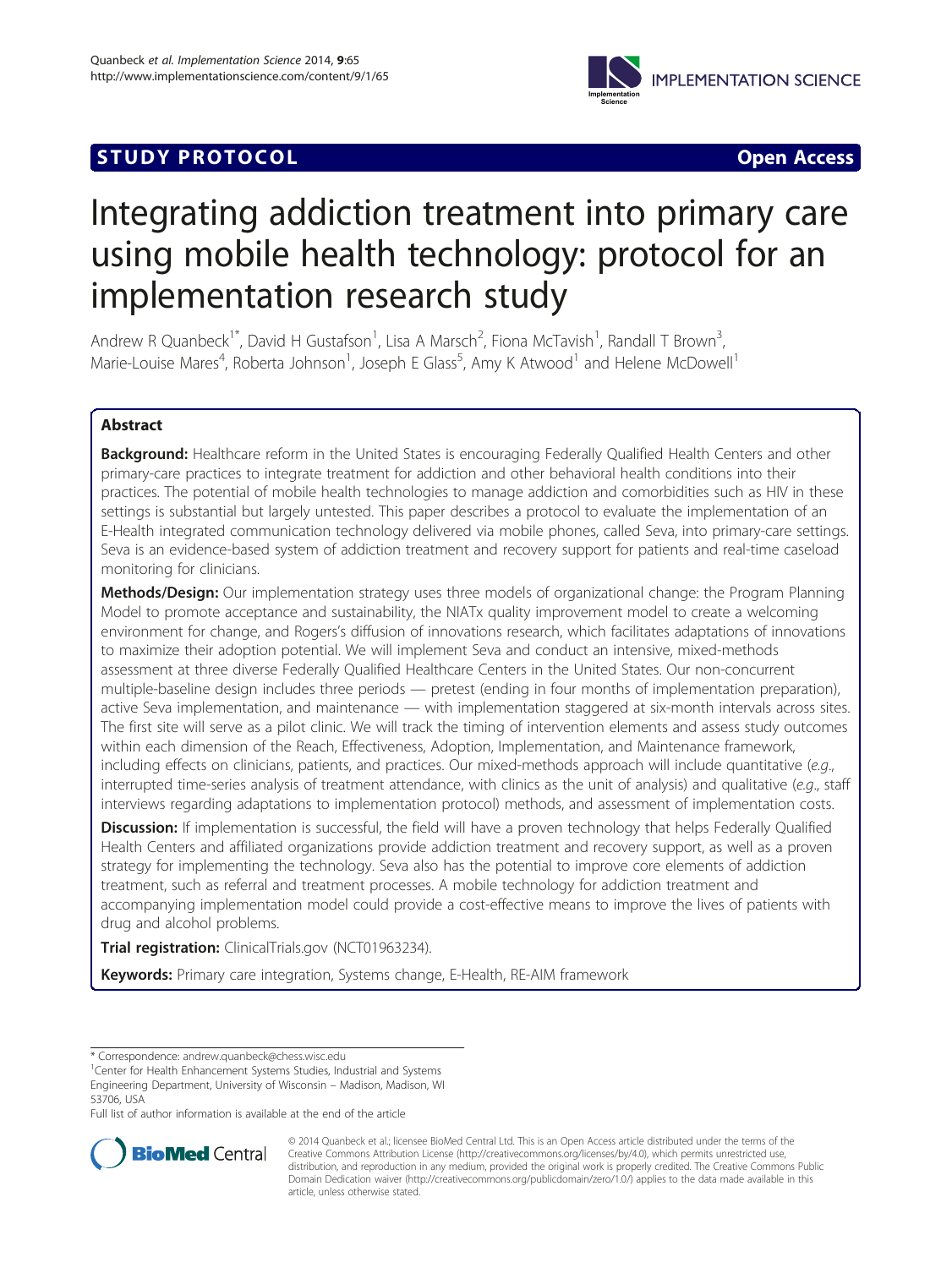**STUDY PROTOCOL** **Open Access**

# Integrating addiction treatment into primary care using mobile health technology: protocol for an implementation research study

Andrew R Quanbeck[1*], David H Gustafson[1], Lisa A Marsch[2], Fiona McTavish[1], Randall T Brown[3], Marie-Louise Mares[4], Roberta Johnson[1], Joseph E Glass[5], Amy K Atwood[1] and Helene McDowell[1]

## Abstract

**Background:** Healthcare reform in the United States is encouraging Federally Qualified Health Centers and other primary-care practices to integrate treatment for addiction and other behavioral health conditions into their practices. The potential of mobile health technologies to manage addiction and comorbidities such as HIV in these settings is substantial but largely untested. This paper describes a protocol to evaluate the implementation of an E-Health integrated communication technology delivered via mobile phones, called Seva, into primary-care settings. Seva is an evidence-based system of addiction treatment and recovery support for patients and real-time caseload monitoring for clinicians.

**Methods/Design:** Our implementation strategy uses three models of organizational change: the Program Planning Model to promote acceptance and sustainability, the NIATx quality improvement model to create a welcoming environment for change, and Rogers's diffusion of innovations research, which facilitates adaptations of innovations to maximize their adoption potential. We will implement Seva and conduct an intensive, mixed-methods assessment at three diverse Federally Qualified Healthcare Centers in the United States. Our non-concurrent multiple-baseline design includes three periods — pretest (ending in four months of implementation preparation), active Seva implementation, and maintenance — with implementation staggered at six-month intervals across sites. The first site will serve as a pilot clinic. We will track the timing of intervention elements and assess study outcomes within each dimension of the Reach, Effectiveness, Adoption, Implementation, and Maintenance framework, including effects on clinicians, patients, and practices. Our mixed-methods approach will include quantitative (*e.g.*, interrupted time-series analysis of treatment attendance, with clinics as the unit of analysis) and qualitative (*e.g.*, staff interviews regarding adaptations to implementation protocol) methods, and assessment of implementation costs.

**Discussion:** If implementation is successful, the field will have a proven technology that helps Federally Qualified Health Centers and affiliated organizations provide addiction treatment and recovery support, as well as a proven strategy for implementing the technology. Seva also has the potential to improve core elements of addiction treatment, such as referral and treatment processes. A mobile technology for addiction treatment and accompanying implementation model could provide a cost-effective means to improve the lives of patients with drug and alcohol problems.

**Trial registration:** ClinicalTrials.gov (NCT01963234).

**Keywords:** Primary care integration, Systems change, E-Health, RE-AIM framework

\* Correspondence: andrew.quanbeck@chess.wisc.edu
[1]Center for Health Enhancement Systems Studies, Industrial and Systems Engineering Department, University of Wisconsin – Madison, Madison, WI 53706, USA
Full list of author information is available at the end of the article

© 2014 Quanbeck et al.; licensee BioMed Central Ltd. This is an Open Access article distributed under the terms of the Creative Commons Attribution License (http://creativecommons.org/licenses/by/4.0), which permits unrestricted use, distribution, and reproduction in any medium, provided the original work is properly credited. The Creative Commons Public Domain Dedication waiver (http://creativecommons.org/publicdomain/zero/1.0/) applies to the data made available in this article, unless otherwise stated.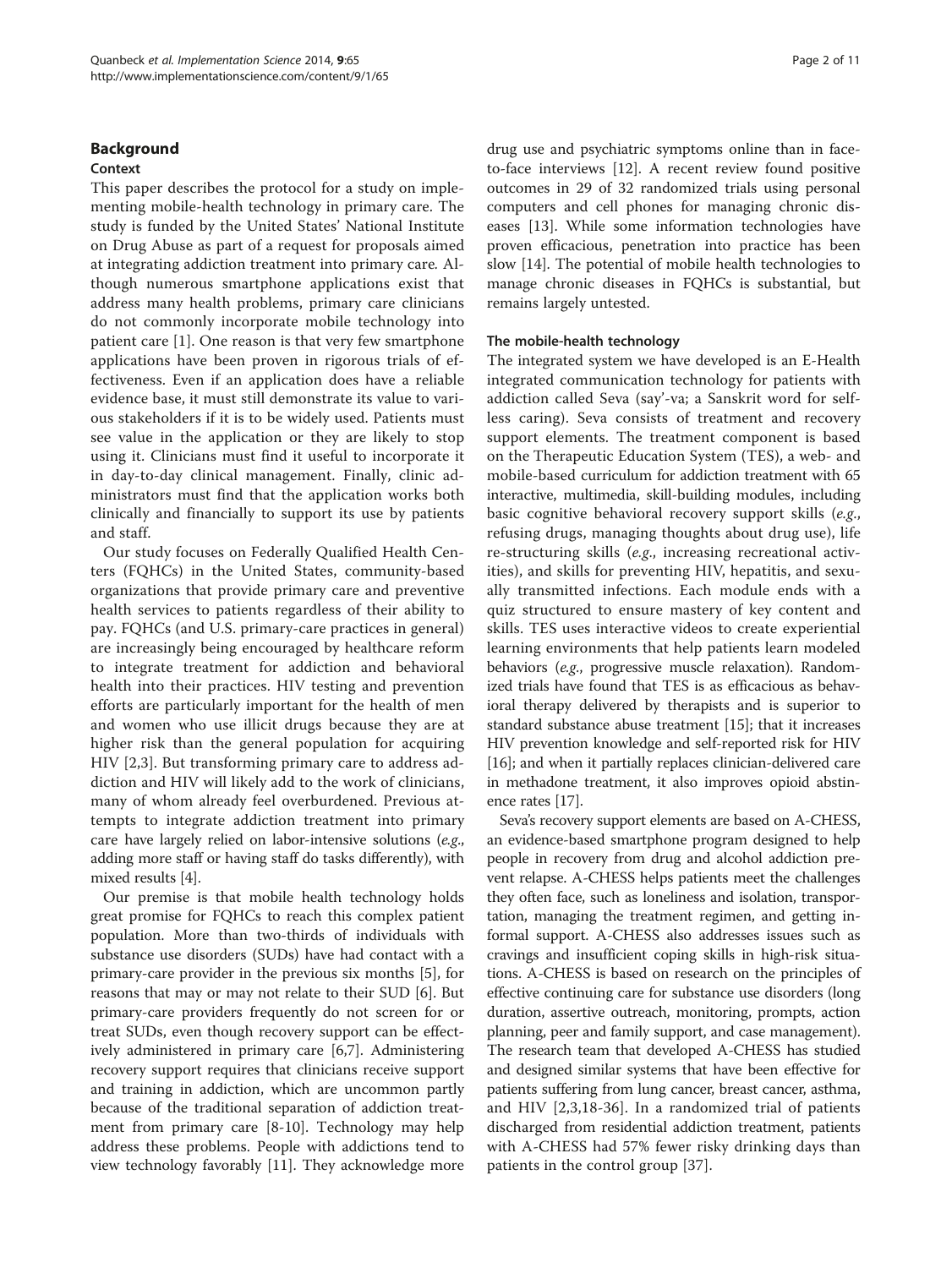## Background

### Context

This paper describes the protocol for a study on implementing mobile-health technology in primary care. The study is funded by the United States' National Institute on Drug Abuse as part of a request for proposals aimed at integrating addiction treatment into primary care. Although numerous smartphone applications exist that address many health problems, primary care clinicians do not commonly incorporate mobile technology into patient care [1]. One reason is that very few smartphone applications have been proven in rigorous trials of effectiveness. Even if an application does have a reliable evidence base, it must still demonstrate its value to various stakeholders if it is to be widely used. Patients must see value in the application or they are likely to stop using it. Clinicians must find it useful to incorporate it in day-to-day clinical management. Finally, clinic administrators must find that the application works both clinically and financially to support its use by patients and staff.

Our study focuses on Federally Qualified Health Centers (FQHCs) in the United States, community-based organizations that provide primary care and preventive health services to patients regardless of their ability to pay. FQHCs (and U.S. primary-care practices in general) are increasingly being encouraged by healthcare reform to integrate treatment for addiction and behavioral health into their practices. HIV testing and prevention efforts are particularly important for the health of men and women who use illicit drugs because they are at higher risk than the general population for acquiring HIV [2,3]. But transforming primary care to address addiction and HIV will likely add to the work of clinicians, many of whom already feel overburdened. Previous attempts to integrate addiction treatment into primary care have largely relied on labor-intensive solutions (*e.g.*, adding more staff or having staff do tasks differently), with mixed results [4].

Our premise is that mobile health technology holds great promise for FQHCs to reach this complex patient population. More than two-thirds of individuals with substance use disorders (SUDs) have had contact with a primary-care provider in the previous six months [5], for reasons that may or may not relate to their SUD [6]. But primary-care providers frequently do not screen for or treat SUDs, even though recovery support can be effectively administered in primary care [6,7]. Administering recovery support requires that clinicians receive support and training in addiction, which are uncommon partly because of the traditional separation of addiction treatment from primary care [8-10]. Technology may help address these problems. People with addictions tend to view technology favorably [11]. They acknowledge more drug use and psychiatric symptoms online than in face-to-face interviews [12]. A recent review found positive outcomes in 29 of 32 randomized trials using personal computers and cell phones for managing chronic diseases [13]. While some information technologies have proven efficacious, penetration into practice has been slow [14]. The potential of mobile health technologies to manage chronic diseases in FQHCs is substantial, but remains largely untested.

### The mobile-health technology

The integrated system we have developed is an E-Health integrated communication technology for patients with addiction called Seva (say'-va; a Sanskrit word for selfless caring). Seva consists of treatment and recovery support elements. The treatment component is based on the Therapeutic Education System (TES), a web- and mobile-based curriculum for addiction treatment with 65 interactive, multimedia, skill-building modules, including basic cognitive behavioral recovery support skills (*e.g.*, refusing drugs, managing thoughts about drug use), life re-structuring skills (*e.g.*, increasing recreational activities), and skills for preventing HIV, hepatitis, and sexually transmitted infections. Each module ends with a quiz structured to ensure mastery of key content and skills. TES uses interactive videos to create experiential learning environments that help patients learn modeled behaviors (*e.g.*, progressive muscle relaxation). Randomized trials have found that TES is as efficacious as behavioral therapy delivered by therapists and is superior to standard substance abuse treatment [15]; that it increases HIV prevention knowledge and self-reported risk for HIV [16]; and when it partially replaces clinician-delivered care in methadone treatment, it also improves opioid abstinence rates [17].

Seva's recovery support elements are based on A-CHESS, an evidence-based smartphone program designed to help people in recovery from drug and alcohol addiction prevent relapse. A-CHESS helps patients meet the challenges they often face, such as loneliness and isolation, transportation, managing the treatment regimen, and getting informal support. A-CHESS also addresses issues such as cravings and insufficient coping skills in high-risk situations. A-CHESS is based on research on the principles of effective continuing care for substance use disorders (long duration, assertive outreach, monitoring, prompts, action planning, peer and family support, and case management). The research team that developed A-CHESS has studied and designed similar systems that have been effective for patients suffering from lung cancer, breast cancer, asthma, and HIV [2,3,18-36]. In a randomized trial of patients discharged from residential addiction treatment, patients with A-CHESS had 57% fewer risky drinking days than patients in the control group [37].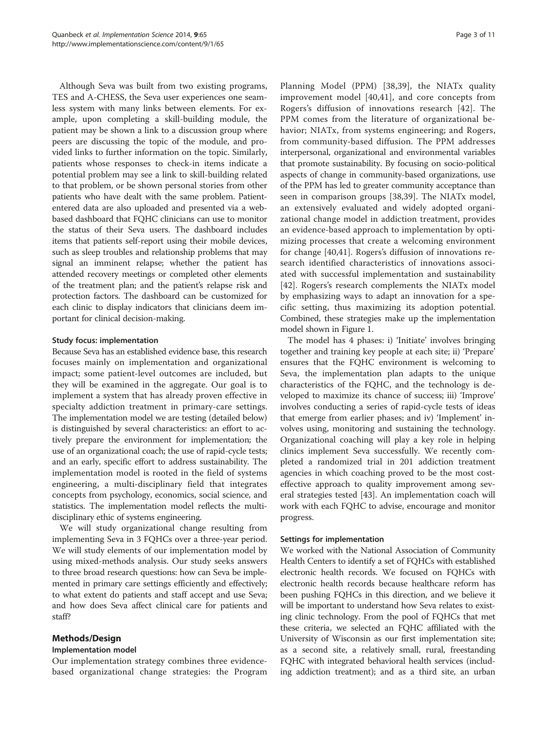Although Seva was built from two existing programs, TES and A-CHESS, the Seva user experiences one seamless system with many links between elements. For example, upon completing a skill-building module, the patient may be shown a link to a discussion group where peers are discussing the topic of the module, and provided links to further information on the topic. Similarly, patients whose responses to check-in items indicate a potential problem may see a link to skill-building related to that problem, or be shown personal stories from other patients who have dealt with the same problem. Patient-entered data are also uploaded and presented via a web-based dashboard that FQHC clinicians can use to monitor the status of their Seva users. The dashboard includes items that patients self-report using their mobile devices, such as sleep troubles and relationship problems that may signal an imminent relapse; whether the patient has attended recovery meetings or completed other elements of the treatment plan; and the patient's relapse risk and protection factors. The dashboard can be customized for each clinic to display indicators that clinicians deem important for clinical decision-making.

### Study focus: implementation

Because Seva has an established evidence base, this research focuses mainly on implementation and organizational impact; some patient-level outcomes are included, but they will be examined in the aggregate. Our goal is to implement a system that has already proven effective in specialty addiction treatment in primary-care settings. The implementation model we are testing (detailed below) is distinguished by several characteristics: an effort to actively prepare the environment for implementation; the use of an organizational coach; the use of rapid-cycle tests; and an early, specific effort to address sustainability. The implementation model is rooted in the field of systems engineering, a multi-disciplinary field that integrates concepts from psychology, economics, social science, and statistics. The implementation model reflects the multi-disciplinary ethic of systems engineering.

We will study organizational change resulting from implementing Seva in 3 FQHCs over a three-year period. We will study elements of our implementation model by using mixed-methods analysis. Our study seeks answers to three broad research questions: how can Seva be implemented in primary care settings efficiently and effectively; to what extent do patients and staff accept and use Seva; and how does Seva affect clinical care for patients and staff?

## Methods/Design

### Implementation model

Our implementation strategy combines three evidence-based organizational change strategies: the Program Planning Model (PPM) [38,39], the NIATx quality improvement model [40,41], and core concepts from Rogers's diffusion of innovations research [42]. The PPM comes from the literature of organizational behavior; NIATx, from systems engineering; and Rogers, from community-based diffusion. The PPM addresses interpersonal, organizational and environmental variables that promote sustainability. By focusing on socio-political aspects of change in community-based organizations, use of the PPM has led to greater community acceptance than seen in comparison groups [38,39]. The NIATx model, an extensively evaluated and widely adopted organizational change model in addiction treatment, provides an evidence-based approach to implementation by optimizing processes that create a welcoming environment for change [40,41]. Rogers's diffusion of innovations research identified characteristics of innovations associated with successful implementation and sustainability [42]. Rogers's research complements the NIATx model by emphasizing ways to adapt an innovation for a specific setting, thus maximizing its adoption potential. Combined, these strategies make up the implementation model shown in Figure 1.

The model has 4 phases: i) 'Initiate' involves bringing together and training key people at each site; ii) 'Prepare' ensures that the FQHC environment is welcoming to Seva, the implementation plan adapts to the unique characteristics of the FQHC, and the technology is developed to maximize its chance of success; iii) 'Improve' involves conducting a series of rapid-cycle tests of ideas that emerge from earlier phases; and iv) 'Implement' involves using, monitoring and sustaining the technology. Organizational coaching will play a key role in helping clinics implement Seva successfully. We recently completed a randomized trial in 201 addiction treatment agencies in which coaching proved to be the most cost-effective approach to quality improvement among several strategies tested [43]. An implementation coach will work with each FQHC to advise, encourage and monitor progress.

### Settings for implementation

We worked with the National Association of Community Health Centers to identify a set of FQHCs with established electronic health records. We focused on FQHCs with electronic health records because healthcare reform has been pushing FQHCs in this direction, and we believe it will be important to understand how Seva relates to existing clinic technology. From the pool of FQHCs that met these criteria, we selected an FQHC affiliated with the University of Wisconsin as our first implementation site; as a second site, a relatively small, rural, freestanding FQHC with integrated behavioral health services (including addiction treatment); and as a third site, an urban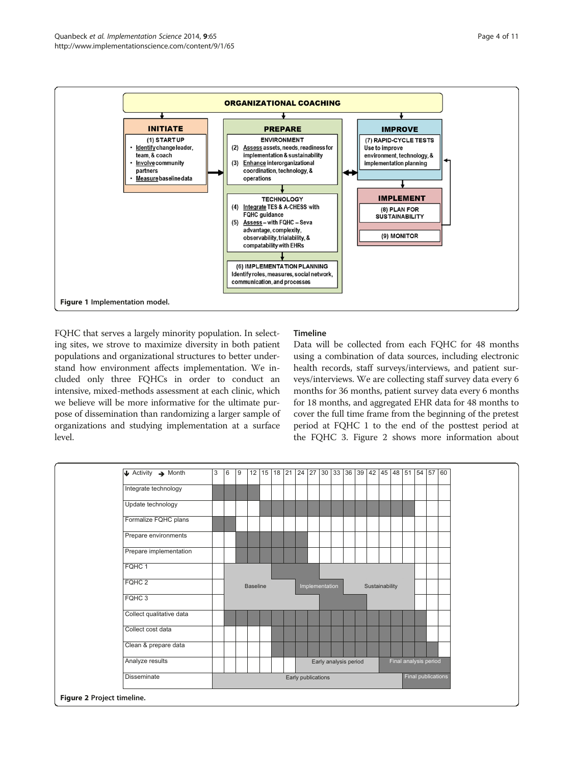**Figure 1** Implementation model.

FQHC that serves a largely minority population. In selecting sites, we strove to maximize diversity in both patient populations and organizational structures to better understand how environment affects implementation. We included only three FQHCs in order to conduct an intensive, mixed-methods assessment at each clinic, which we believe will be more informative for the ultimate purpose of dissemination than randomizing a larger sample of organizations and studying implementation at a surface level.

### Timeline

Data will be collected from each FQHC for 48 months using a combination of data sources, including electronic health records, staff surveys/interviews, and patient surveys/interviews. We are collecting staff survey data every 6 months for 36 months, patient survey data every 6 months for 18 months, and aggregated EHR data for 48 months to cover the full time frame from the beginning of the pretest period at FQHC 1 to the end of the posttest period at the FQHC 3. Figure 2 shows more information about

**Figure 2** Project timeline.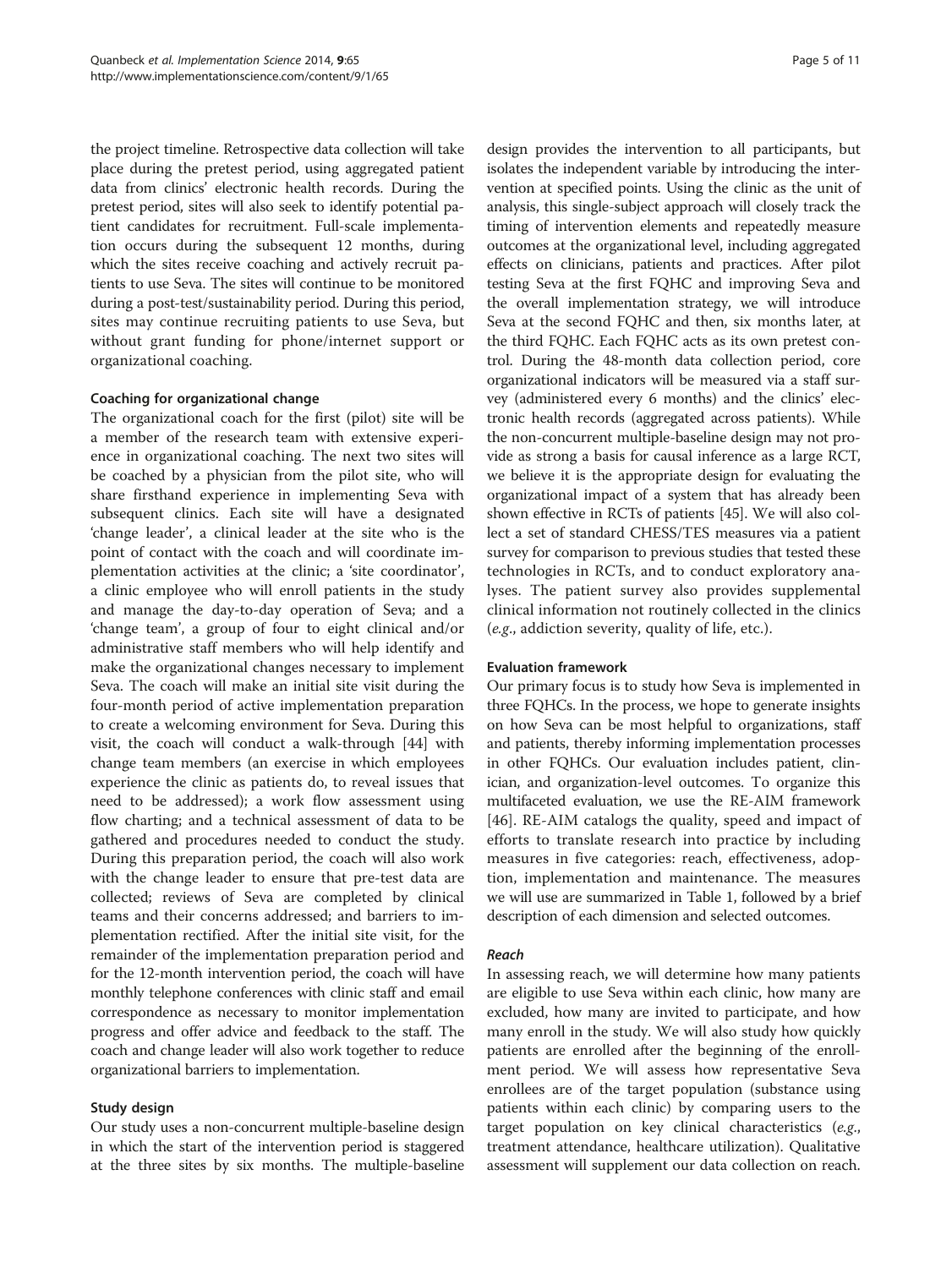the project timeline. Retrospective data collection will take place during the pretest period, using aggregated patient data from clinics' electronic health records. During the pretest period, sites will also seek to identify potential patient candidates for recruitment. Full-scale implementation occurs during the subsequent 12 months, during which the sites receive coaching and actively recruit patients to use Seva. The sites will continue to be monitored during a post-test/sustainability period. During this period, sites may continue recruiting patients to use Seva, but without grant funding for phone/internet support or organizational coaching.

#### Coaching for organizational change

The organizational coach for the first (pilot) site will be a member of the research team with extensive experience in organizational coaching. The next two sites will be coached by a physician from the pilot site, who will share firsthand experience in implementing Seva with subsequent clinics. Each site will have a designated 'change leader', a clinical leader at the site who is the point of contact with the coach and will coordinate implementation activities at the clinic; a 'site coordinator', a clinic employee who will enroll patients in the study and manage the day-to-day operation of Seva; and a 'change team', a group of four to eight clinical and/or administrative staff members who will help identify and make the organizational changes necessary to implement Seva. The coach will make an initial site visit during the four-month period of active implementation preparation to create a welcoming environment for Seva. During this visit, the coach will conduct a walk-through [44] with change team members (an exercise in which employees experience the clinic as patients do, to reveal issues that need to be addressed); a work flow assessment using flow charting; and a technical assessment of data to be gathered and procedures needed to conduct the study. During this preparation period, the coach will also work with the change leader to ensure that pre-test data are collected; reviews of Seva are completed by clinical teams and their concerns addressed; and barriers to implementation rectified. After the initial site visit, for the remainder of the implementation preparation period and for the 12-month intervention period, the coach will have monthly telephone conferences with clinic staff and email correspondence as necessary to monitor implementation progress and offer advice and feedback to the staff. The coach and change leader will also work together to reduce organizational barriers to implementation.

#### Study design

Our study uses a non-concurrent multiple-baseline design in which the start of the intervention period is staggered at the three sites by six months. The multiple-baseline design provides the intervention to all participants, but isolates the independent variable by introducing the intervention at specified points. Using the clinic as the unit of analysis, this single-subject approach will closely track the timing of intervention elements and repeatedly measure outcomes at the organizational level, including aggregated effects on clinicians, patients and practices. After pilot testing Seva at the first FQHC and improving Seva and the overall implementation strategy, we will introduce Seva at the second FQHC and then, six months later, at the third FQHC. Each FQHC acts as its own pretest control. During the 48-month data collection period, core organizational indicators will be measured via a staff survey (administered every 6 months) and the clinics' electronic health records (aggregated across patients). While the non-concurrent multiple-baseline design may not provide as strong a basis for causal inference as a large RCT, we believe it is the appropriate design for evaluating the organizational impact of a system that has already been shown effective in RCTs of patients [45]. We will also collect a set of standard CHESS/TES measures via a patient survey for comparison to previous studies that tested these technologies in RCTs, and to conduct exploratory analyses. The patient survey also provides supplemental clinical information not routinely collected in the clinics (*e.g.*, addiction severity, quality of life, etc.).

#### Evaluation framework

Our primary focus is to study how Seva is implemented in three FQHCs. In the process, we hope to generate insights on how Seva can be most helpful to organizations, staff and patients, thereby informing implementation processes in other FQHCs. Our evaluation includes patient, clinician, and organization-level outcomes. To organize this multifaceted evaluation, we use the RE-AIM framework [46]. RE-AIM catalogs the quality, speed and impact of efforts to translate research into practice by including measures in five categories: reach, effectiveness, adoption, implementation and maintenance. The measures we will use are summarized in Table 1, followed by a brief description of each dimension and selected outcomes.

##### *Reach*

In assessing reach, we will determine how many patients are eligible to use Seva within each clinic, how many are excluded, how many are invited to participate, and how many enroll in the study. We will also study how quickly patients are enrolled after the beginning of the enrollment period. We will assess how representative Seva enrollees are of the target population (substance using patients within each clinic) by comparing users to the target population on key clinical characteristics (*e.g.*, treatment attendance, healthcare utilization). Qualitative assessment will supplement our data collection on reach.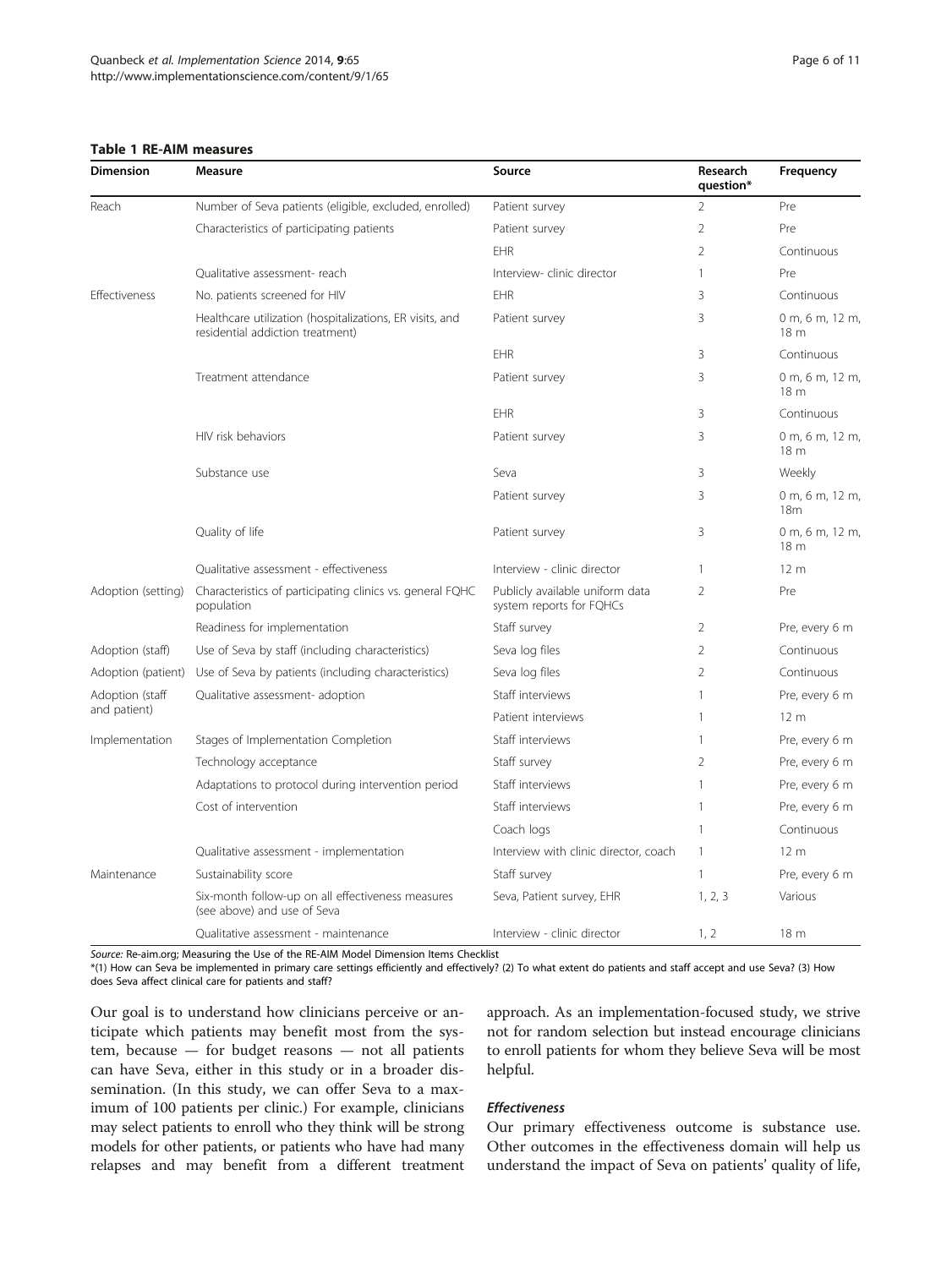**Table 1 RE-AIM measures**

| Dimension | Measure | Source | Research question* | Frequency |
|---|---|---|---|---|
| Reach | Number of Seva patients (eligible, excluded, enrolled) | Patient survey | 2 | Pre |
| | Characteristics of participating patients | Patient survey | 2 | Pre |
| | | EHR | 2 | Continuous |
| | Qualitative assessment- reach | Interview- clinic director | 1 | Pre |
| Effectiveness | No. patients screened for HIV | EHR | 3 | Continuous |
| | Healthcare utilization (hospitalizations, ER visits, and residential addiction treatment) | Patient survey | 3 | 0 m, 6 m, 12 m, 18 m |
| | | EHR | 3 | Continuous |
| | Treatment attendance | Patient survey | 3 | 0 m, 6 m, 12 m, 18 m |
| | | EHR | 3 | Continuous |
| | HIV risk behaviors | Patient survey | 3 | 0 m, 6 m, 12 m, 18 m |
| | Substance use | Seva | 3 | Weekly |
| | | Patient survey | 3 | 0 m, 6 m, 12 m, 18m |
| | Quality of life | Patient survey | 3 | 0 m, 6 m, 12 m, 18 m |
| | Qualitative assessment - effectiveness | Interview - clinic director | 1 | 12 m |
| Adoption (setting) | Characteristics of participating clinics vs. general FQHC population | Publicly available uniform data system reports for FQHCs | 2 | Pre |
| | Readiness for implementation | Staff survey | 2 | Pre, every 6 m |
| Adoption (staff) | Use of Seva by staff (including characteristics) | Seva log files | 2 | Continuous |
| Adoption (patient) | Use of Seva by patients (including characteristics) | Seva log files | 2 | Continuous |
| Adoption (staff and patient) | Qualitative assessment- adoption | Staff interviews | 1 | Pre, every 6 m |
| | | Patient interviews | 1 | 12 m |
| Implementation | Stages of Implementation Completion | Staff interviews | 1 | Pre, every 6 m |
| | Technology acceptance | Staff survey | 2 | Pre, every 6 m |
| | Adaptations to protocol during intervention period | Staff interviews | 1 | Pre, every 6 m |
| | Cost of intervention | Staff interviews | 1 | Pre, every 6 m |
| | | Coach logs | 1 | Continuous |
| | Qualitative assessment - implementation | Interview with clinic director, coach | 1 | 12 m |
| Maintenance | Sustainability score | Staff survey | 1 | Pre, every 6 m |
| | Six-month follow-up on all effectiveness measures (see above) and use of Seva | Seva, Patient survey, EHR | 1, 2, 3 | Various |
| | Qualitative assessment - maintenance | Interview - clinic director | 1, 2 | 18 m |

*Source:* Re-aim.org; Measuring the Use of the RE-AIM Model Dimension Items Checklist

*(1) How can Seva be implemented in primary care settings efficiently and effectively? (2) To what extent do patients and staff accept and use Seva? (3) How does Seva affect clinical care for patients and staff?

Our goal is to understand how clinicians perceive or anticipate which patients may benefit most from the system, because — for budget reasons — not all patients can have Seva, either in this study or in a broader dissemination. (In this study, we can offer Seva to a maximum of 100 patients per clinic.) For example, clinicians may select patients to enroll who they think will be strong models for other patients, or patients who have had many relapses and may benefit from a different treatment approach. As an implementation-focused study, we strive not for random selection but instead encourage clinicians to enroll patients for whom they believe Seva will be most helpful.

### *Effectiveness*

Our primary effectiveness outcome is substance use. Other outcomes in the effectiveness domain will help us understand the impact of Seva on patients' quality of life,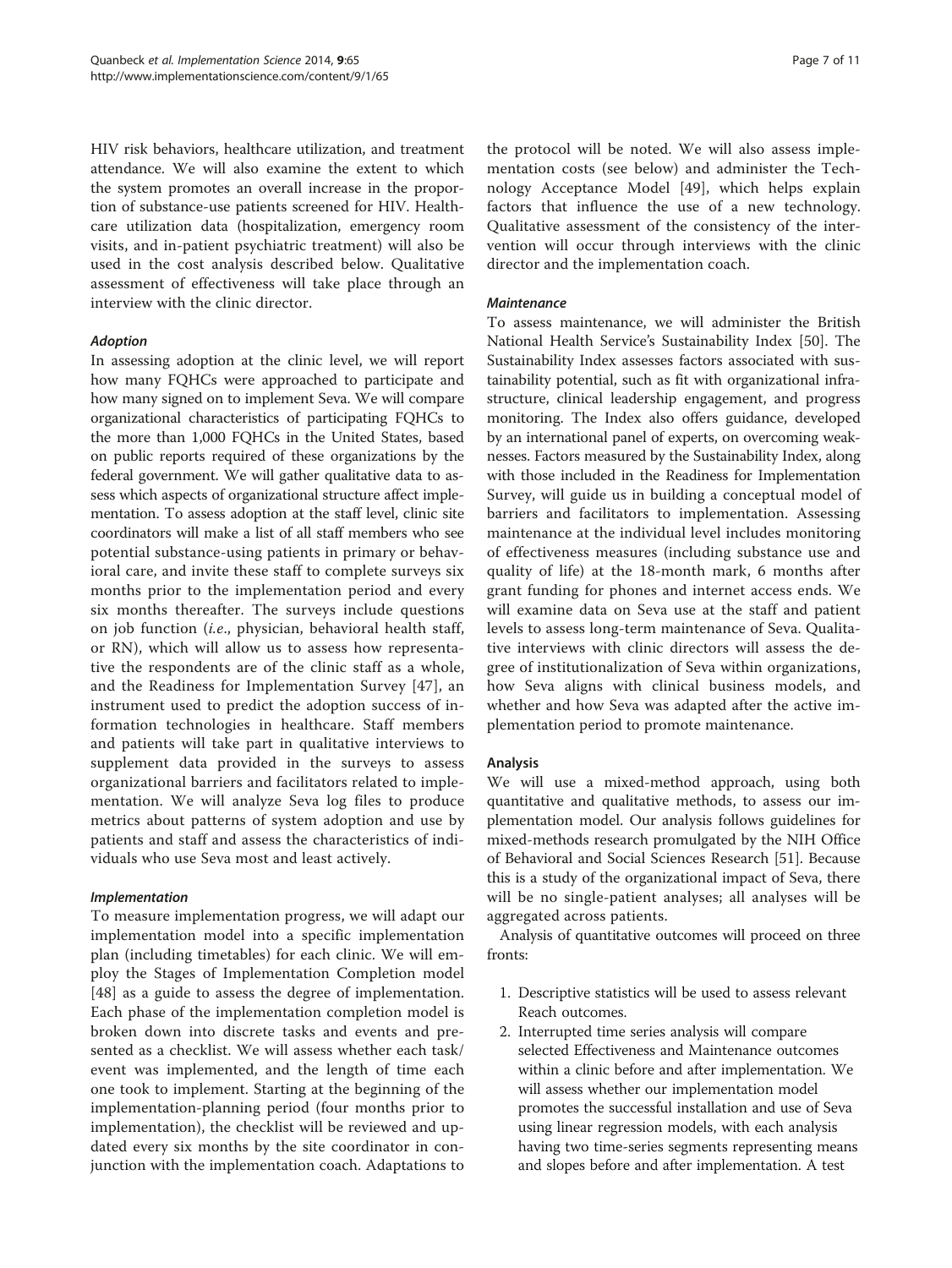HIV risk behaviors, healthcare utilization, and treatment attendance. We will also examine the extent to which the system promotes an overall increase in the proportion of substance-use patients screened for HIV. Healthcare utilization data (hospitalization, emergency room visits, and in-patient psychiatric treatment) will also be used in the cost analysis described below. Qualitative assessment of effectiveness will take place through an interview with the clinic director.

#### *Adoption*

In assessing adoption at the clinic level, we will report how many FQHCs were approached to participate and how many signed on to implement Seva. We will compare organizational characteristics of participating FQHCs to the more than 1,000 FQHCs in the United States, based on public reports required of these organizations by the federal government. We will gather qualitative data to assess which aspects of organizational structure affect implementation. To assess adoption at the staff level, clinic site coordinators will make a list of all staff members who see potential substance-using patients in primary or behavioral care, and invite these staff to complete surveys six months prior to the implementation period and every six months thereafter. The surveys include questions on job function (*i.e.*, physician, behavioral health staff, or RN), which will allow us to assess how representative the respondents are of the clinic staff as a whole, and the Readiness for Implementation Survey [47], an instrument used to predict the adoption success of information technologies in healthcare. Staff members and patients will take part in qualitative interviews to supplement data provided in the surveys to assess organizational barriers and facilitators related to implementation. We will analyze Seva log files to produce metrics about patterns of system adoption and use by patients and staff and assess the characteristics of individuals who use Seva most and least actively.

#### *Implementation*

To measure implementation progress, we will adapt our implementation model into a specific implementation plan (including timetables) for each clinic. We will employ the Stages of Implementation Completion model [48] as a guide to assess the degree of implementation. Each phase of the implementation completion model is broken down into discrete tasks and events and presented as a checklist. We will assess whether each task/event was implemented, and the length of time each one took to implement. Starting at the beginning of the implementation-planning period (four months prior to implementation), the checklist will be reviewed and updated every six months by the site coordinator in conjunction with the implementation coach. Adaptations to the protocol will be noted. We will also assess implementation costs (see below) and administer the Technology Acceptance Model [49], which helps explain factors that influence the use of a new technology. Qualitative assessment of the consistency of the intervention will occur through interviews with the clinic director and the implementation coach.

#### *Maintenance*

To assess maintenance, we will administer the British National Health Service's Sustainability Index [50]. The Sustainability Index assesses factors associated with sustainability potential, such as fit with organizational infrastructure, clinical leadership engagement, and progress monitoring. The Index also offers guidance, developed by an international panel of experts, on overcoming weaknesses. Factors measured by the Sustainability Index, along with those included in the Readiness for Implementation Survey, will guide us in building a conceptual model of barriers and facilitators to implementation. Assessing maintenance at the individual level includes monitoring of effectiveness measures (including substance use and quality of life) at the 18-month mark, 6 months after grant funding for phones and internet access ends. We will examine data on Seva use at the staff and patient levels to assess long-term maintenance of Seva. Qualitative interviews with clinic directors will assess the degree of institutionalization of Seva within organizations, how Seva aligns with clinical business models, and whether and how Seva was adapted after the active implementation period to promote maintenance.

### Analysis

We will use a mixed-method approach, using both quantitative and qualitative methods, to assess our implementation model. Our analysis follows guidelines for mixed-methods research promulgated by the NIH Office of Behavioral and Social Sciences Research [51]. Because this is a study of the organizational impact of Seva, there will be no single-patient analyses; all analyses will be aggregated across patients.

Analysis of quantitative outcomes will proceed on three fronts:

1. Descriptive statistics will be used to assess relevant Reach outcomes.
2. Interrupted time series analysis will compare selected Effectiveness and Maintenance outcomes within a clinic before and after implementation. We will assess whether our implementation model promotes the successful installation and use of Seva using linear regression models, with each analysis having two time-series segments representing means and slopes before and after implementation. A test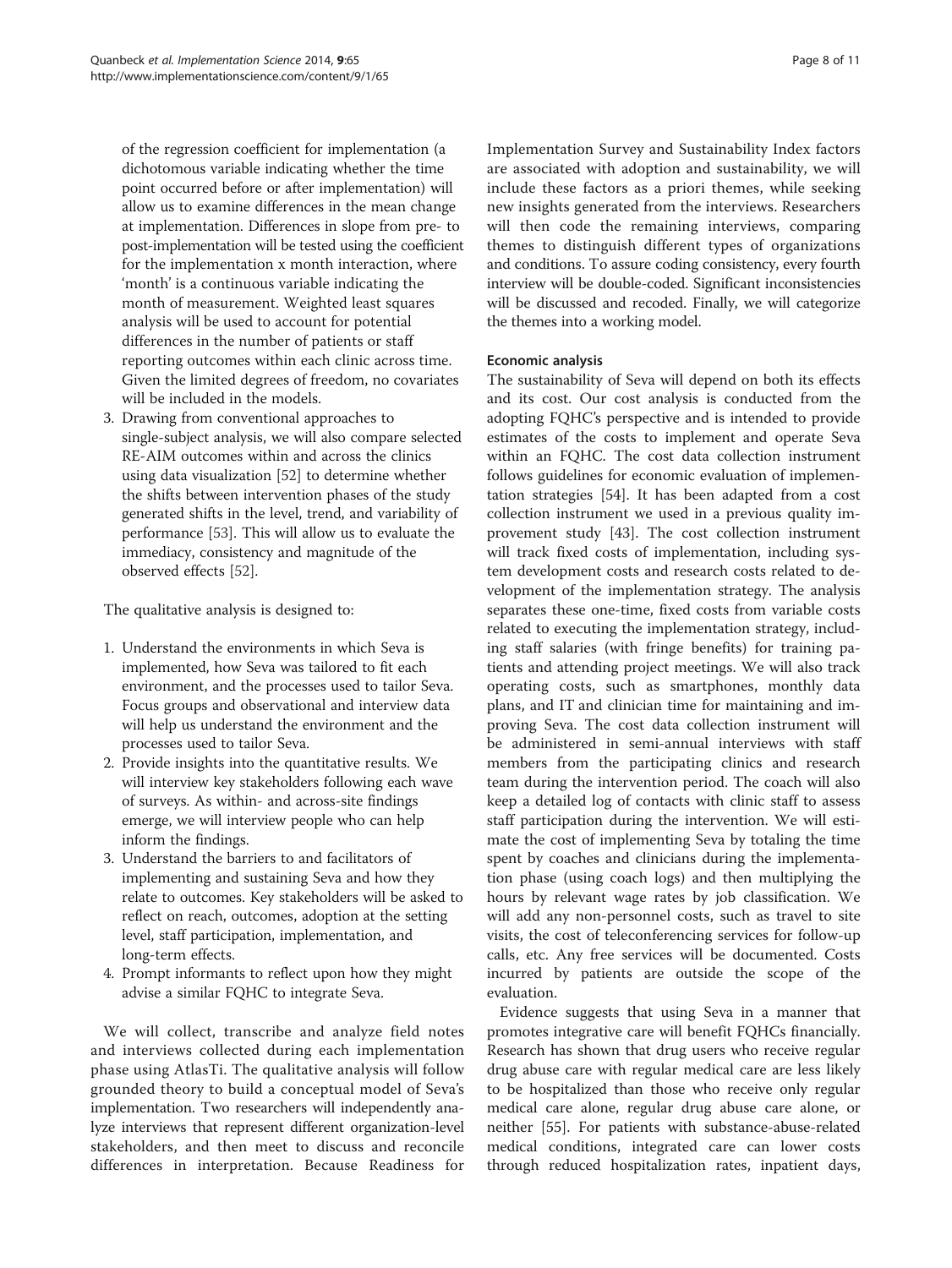of the regression coefficient for implementation (a dichotomous variable indicating whether the time point occurred before or after implementation) will allow us to examine differences in the mean change at implementation. Differences in slope from pre- to post-implementation will be tested using the coefficient for the implementation x month interaction, where 'month' is a continuous variable indicating the month of measurement. Weighted least squares analysis will be used to account for potential differences in the number of patients or staff reporting outcomes within each clinic across time. Given the limited degrees of freedom, no covariates will be included in the models.

3. Drawing from conventional approaches to single-subject analysis, we will also compare selected RE-AIM outcomes within and across the clinics using data visualization [52] to determine whether the shifts between intervention phases of the study generated shifts in the level, trend, and variability of performance [53]. This will allow us to evaluate the immediacy, consistency and magnitude of the observed effects [52].

The qualitative analysis is designed to:

1. Understand the environments in which Seva is implemented, how Seva was tailored to fit each environment, and the processes used to tailor Seva. Focus groups and observational and interview data will help us understand the environment and the processes used to tailor Seva.
2. Provide insights into the quantitative results. We will interview key stakeholders following each wave of surveys. As within- and across-site findings emerge, we will interview people who can help inform the findings.
3. Understand the barriers to and facilitators of implementing and sustaining Seva and how they relate to outcomes. Key stakeholders will be asked to reflect on reach, outcomes, adoption at the setting level, staff participation, implementation, and long-term effects.
4. Prompt informants to reflect upon how they might advise a similar FQHC to integrate Seva.

We will collect, transcribe and analyze field notes and interviews collected during each implementation phase using AtlasTi. The qualitative analysis will follow grounded theory to build a conceptual model of Seva's implementation. Two researchers will independently analyze interviews that represent different organization-level stakeholders, and then meet to discuss and reconcile differences in interpretation. Because Readiness for Implementation Survey and Sustainability Index factors are associated with adoption and sustainability, we will include these factors as a priori themes, while seeking new insights generated from the interviews. Researchers will then code the remaining interviews, comparing themes to distinguish different types of organizations and conditions. To assure coding consistency, every fourth interview will be double-coded. Significant inconsistencies will be discussed and recoded. Finally, we will categorize the themes into a working model.

#### Economic analysis

The sustainability of Seva will depend on both its effects and its cost. Our cost analysis is conducted from the adopting FQHC's perspective and is intended to provide estimates of the costs to implement and operate Seva within an FQHC. The cost data collection instrument follows guidelines for economic evaluation of implementation strategies [54]. It has been adapted from a cost collection instrument we used in a previous quality improvement study [43]. The cost collection instrument will track fixed costs of implementation, including system development costs and research costs related to development of the implementation strategy. The analysis separates these one-time, fixed costs from variable costs related to executing the implementation strategy, including staff salaries (with fringe benefits) for training patients and attending project meetings. We will also track operating costs, such as smartphones, monthly data plans, and IT and clinician time for maintaining and improving Seva. The cost data collection instrument will be administered in semi-annual interviews with staff members from the participating clinics and research team during the intervention period. The coach will also keep a detailed log of contacts with clinic staff to assess staff participation during the intervention. We will estimate the cost of implementing Seva by totaling the time spent by coaches and clinicians during the implementation phase (using coach logs) and then multiplying the hours by relevant wage rates by job classification. We will add any non-personnel costs, such as travel to site visits, the cost of teleconferencing services for follow-up calls, etc. Any free services will be documented. Costs incurred by patients are outside the scope of the evaluation.

Evidence suggests that using Seva in a manner that promotes integrative care will benefit FQHCs financially. Research has shown that drug users who receive regular drug abuse care with regular medical care are less likely to be hospitalized than those who receive only regular medical care alone, regular drug abuse care alone, or neither [55]. For patients with substance-abuse-related medical conditions, integrated care can lower costs through reduced hospitalization rates, inpatient days,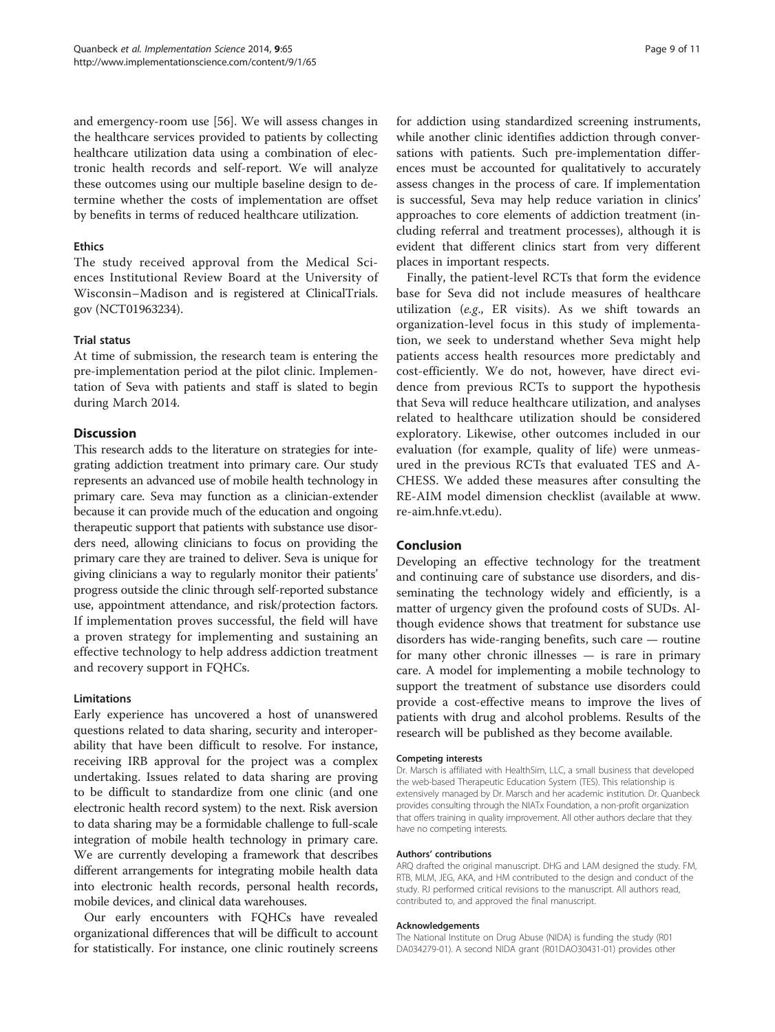and emergency-room use [56]. We will assess changes in the healthcare services provided to patients by collecting healthcare utilization data using a combination of electronic health records and self-report. We will analyze these outcomes using our multiple baseline design to determine whether the costs of implementation are offset by benefits in terms of reduced healthcare utilization.

### Ethics

The study received approval from the Medical Sciences Institutional Review Board at the University of Wisconsin–Madison and is registered at ClinicalTrials.gov (NCT01963234).

### Trial status

At time of submission, the research team is entering the pre-implementation period at the pilot clinic. Implementation of Seva with patients and staff is slated to begin during March 2014.

## Discussion

This research adds to the literature on strategies for integrating addiction treatment into primary care. Our study represents an advanced use of mobile health technology in primary care. Seva may function as a clinician-extender because it can provide much of the education and ongoing therapeutic support that patients with substance use disorders need, allowing clinicians to focus on providing the primary care they are trained to deliver. Seva is unique for giving clinicians a way to regularly monitor their patients' progress outside the clinic through self-reported substance use, appointment attendance, and risk/protection factors. If implementation proves successful, the field will have a proven strategy for implementing and sustaining an effective technology to help address addiction treatment and recovery support in FQHCs.

### Limitations

Early experience has uncovered a host of unanswered questions related to data sharing, security and interoperability that have been difficult to resolve. For instance, receiving IRB approval for the project was a complex undertaking. Issues related to data sharing are proving to be difficult to standardize from one clinic (and one electronic health record system) to the next. Risk aversion to data sharing may be a formidable challenge to full-scale integration of mobile health technology in primary care. We are currently developing a framework that describes different arrangements for integrating mobile health data into electronic health records, personal health records, mobile devices, and clinical data warehouses.

Our early encounters with FQHCs have revealed organizational differences that will be difficult to account for statistically. For instance, one clinic routinely screens for addiction using standardized screening instruments, while another clinic identifies addiction through conversations with patients. Such pre-implementation differences must be accounted for qualitatively to accurately assess changes in the process of care. If implementation is successful, Seva may help reduce variation in clinics' approaches to core elements of addiction treatment (including referral and treatment processes), although it is evident that different clinics start from very different places in important respects.

Finally, the patient-level RCTs that form the evidence base for Seva did not include measures of healthcare utilization (*e.g.*, ER visits). As we shift towards an organization-level focus in this study of implementation, we seek to understand whether Seva might help patients access health resources more predictably and cost-efficiently. We do not, however, have direct evidence from previous RCTs to support the hypothesis that Seva will reduce healthcare utilization, and analyses related to healthcare utilization should be considered exploratory. Likewise, other outcomes included in our evaluation (for example, quality of life) were unmeasured in the previous RCTs that evaluated TES and A-CHESS. We added these measures after consulting the RE-AIM model dimension checklist (available at www.re-aim.hnfe.vt.edu).

## Conclusion

Developing an effective technology for the treatment and continuing care of substance use disorders, and disseminating the technology widely and efficiently, is a matter of urgency given the profound costs of SUDs. Although evidence shows that treatment for substance use disorders has wide-ranging benefits, such care — routine for many other chronic illnesses — is rare in primary care. A model for implementing a mobile technology to support the treatment of substance use disorders could provide a cost-effective means to improve the lives of patients with drug and alcohol problems. Results of the research will be published as they become available.

#### Competing interests

Dr. Marsch is affiliated with HealthSim, LLC, a small business that developed the web-based Therapeutic Education System (TES). This relationship is extensively managed by Dr. Marsch and her academic institution. Dr. Quanbeck provides consulting through the NIATx Foundation, a non-profit organization that offers training in quality improvement. All other authors declare that they have no competing interests.

#### Authors' contributions

ARQ drafted the original manuscript. DHG and LAM designed the study. FM, RTB, MLM, JEG, AKA, and HM contributed to the design and conduct of the study. RJ performed critical revisions to the manuscript. All authors read, contributed to, and approved the final manuscript.

#### Acknowledgements

The National Institute on Drug Abuse (NIDA) is funding the study (R01 DA034279-01). A second NIDA grant (R01DAO30431-01) provides other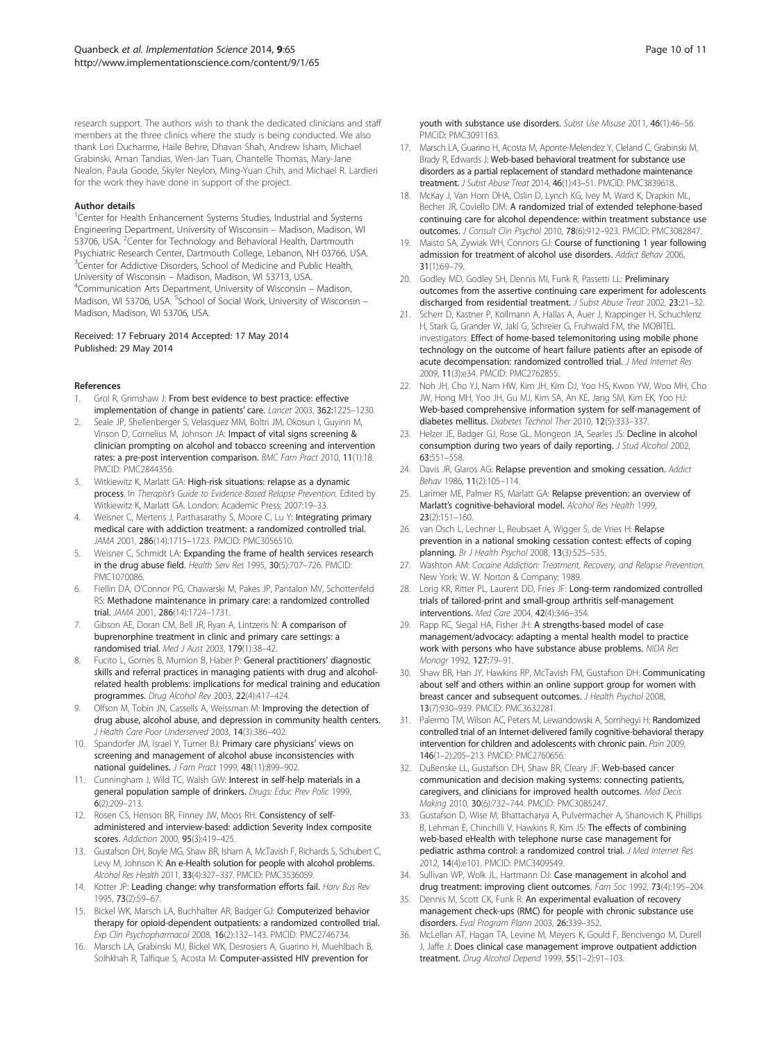research support. The authors wish to thank the dedicated clinicians and staff members at the three clinics where the study is being conducted. We also thank Lori Ducharme, Haile Behre, Dhavan Shah, Andrew Isham, Michael Grabinski, Aman Tandias, Wen-Jan Tuan, Chantelle Thomas, Mary-Jane Nealon, Paula Goode, Skyler Neylon, Ming-Yuan Chih, and Michael R. Lardieri for the work they have done in support of the project.

#### Author details

[1]Center for Health Enhancement Systems Studies, Industrial and Systems Engineering Department, University of Wisconsin – Madison, Madison, WI 53706, USA. [2]Center for Technology and Behavioral Health, Dartmouth Psychiatric Research Center, Dartmouth College, Lebanon, NH 03766, USA. [3]Center for Addictive Disorders, School of Medicine and Public Health, University of Wisconsin – Madison, Madison, WI 53713, USA. [4]Communication Arts Department, University of Wisconsin – Madison, Madison, WI 53706, USA. [5]School of Social Work, University of Wisconsin – Madison, Madison, WI 53706, USA.

Received: 17 February 2014 Accepted: 17 May 2014
Published: 29 May 2014

#### References

1. Grol R, Grimshaw J: **From best evidence to best practice: effective implementation of change in patients' care.** *Lancet* 2003, **362:**1225–1230.
2. Seale JP, Shellenberger S, Velasquez MM, Boltri JM, Okosun I, Guyinn M, Vinson D, Cornelius M, Johnson JA: **Impact of vital signs screening & clinician prompting on alcohol and tobacco screening and intervention rates: a pre-post intervention comparison.** *BMC Fam Pract* 2010, **11**(1):18. PMCID: PMC2844356.
3. Witkiewitz K, Marlatt GA: **High-risk situations: relapse as a dynamic process.** In *Therapist's Guide to Evidence-Based Relapse Prevention.* Edited by Witkiewitz K, Marlatt GA. London: Academic Press; 2007:19–33.
4. Weisner C, Mertens J, Parthasarathy S, Moore C, Lu Y: **Integrating primary medical care with addiction treatment: a randomized controlled trial.** *JAMA* 2001, **286**(14):1715–1723. PMCID: PMC3056510.
5. Weisner C, Schmidt LA: **Expanding the frame of health services research in the drug abuse field.** *Health Serv Res* 1995, **30**(5):707–726. PMCID: PMC1070086.
6. Fiellin DA, O'Connor PG, Chawarski M, Pakes JP, Pantalon MV, Schottenfeld RS: **Methadone maintenance in primary care: a randomized controlled trial.** *JAMA* 2001, **286**(14):1724–1731.
7. Gibson AE, Doran CM, Bell JR, Ryan A, Lintzeris N: **A comparison of buprenorphine treatment in clinic and primary care settings: a randomised trial.** *Med J Aust* 2003, **179**(1):38–42.
8. Fucito L, Gomes B, Murnion B, Haber P: **General practitioners' diagnostic skills and referral practices in managing patients with drug and alcohol-related health problems: implications for medical training and education programmes.** *Drug Alcohol Rev* 2003, **22**(4):417–424.
9. Olfson M, Tobin JN, Cassells A, Weissman M: **Improving the detection of drug abuse, alcohol abuse, and depression in community health centers.** *J Health Care Poor Underserved* 2003, **14**(3):386–402.
10. Spandorfer JM, Israel Y, Turner BJ: **Primary care physicians' views on screening and management of alcohol abuse inconsistencies with national guidelines.** *J Fam Pract* 1999, **48**(11):899–902.
11. Cunningham J, Wild TC, Walsh GW: **Interest in self-help materials in a general population sample of drinkers.** *Drugs: Educ Prev Polic* 1999, **6**(2):209–213.
12. Rosen CS, Henson BR, Finney JW, Moos RH: **Consistency of self-administered and interview-based: addiction Severity Index composite scores.** *Addiction* 2000, **95**(3):419–425.
13. Gustafson DH, Boyle MG, Shaw BR, Isham A, McTavish F, Richards S, Schubert C, Levy M, Johnson K: **An e-Health solution for people with alcohol problems.** *Alcohol Res Health* 2011, **33**(4):327–337. PMCID: PMC3536059.
14. Kotter JP: **Leading change: why transformation efforts fail.** *Harv Bus Rev* 1995, **73**(2):59–67.
15. Bickel WK, Marsch LA, Buchhalter AR, Badger GJ: **Computerized behavior therapy for opioid-dependent outpatients: a randomized controlled trial.** *Exp Clin Psychopharmacol* 2008, **16**(2):132–143. PMCID: PMC2746734.
16. Marsch LA, Grabinski MJ, Bickel WK, Desrosiers A, Guarino H, Muehlbach B, Solhkhah R, Taffique S, Acosta M: **Computer-assisted HIV prevention for youth with substance use disorders.** *Subst Use Misuse* 2011, **46**(1):46–56. PMCID: PMC3091163.
17. Marsch LA, Guarino H, Acosta M, Aponte-Melendez Y, Cleland C, Grabinski M, Brady R, Edwards J: **Web-based behavioral treatment for substance use disorders as a partial replacement of standard methadone maintenance treatment.** *J Subst Abuse Treat* 2014, **46**(1):43–51. PMCID: PMC3839618.
18. McKay J, Van Horn DHA, Oslin D, Lynch KG, Ivey M, Ward K, Drapkin ML, Becher JR, Coviello DM: **A randomized trial of extended telephone-based continuing care for alcohol dependence: within treatment substance use outcomes.** *J Consult Clin Psychol* 2010, **78**(6):912–923. PMCID: PMC3082847.
19. Maisto SA, Zywiak WH, Connors GJ: **Course of functioning 1 year following admission for treatment of alcohol use disorders.** *Addict Behav* 2006, **31**(1):69–79.
20. Godley MD, Godley SH, Dennis MI, Funk R, Passetti LL: **Preliminary outcomes from the assertive continuing care experiment for adolescents discharged from residential treatment.** *J Subst Abuse Treat* 2002, **23:**21–32.
21. Scherr D, Kastner P, Kollmann A, Hallas A, Auer J, Krappinger H, Schuchlenz H, Stark G, Grander W, Jakl G, Schreier G, Fruhwald FM, the MOBITEL investigators: **Effect of home-based telemonitoring using mobile phone technology on the outcome of heart failure patients after an episode of acute decompensation: randomized controlled trial.** *J Med Internet Res* 2009, **11**(3):e34. PMCID: PMC2762855.
22. Noh JH, Cho YJ, Nam HW, Kim JH, Kim DJ, Yoo HS, Kwon YW, Woo MH, Cho JW, Hong MH, Yoo JH, Gu MJ, Kim SA, An KE, Jang SM, Kim EK, Yoo HJ: **Web-based comprehensive information system for self-management of diabetes mellitus.** *Diabetes Technol Ther* 2010, **12**(5):333–337.
23. Helzer JE, Badger GJ, Rose GL, Mongeon JA, Searles JS: **Decline in alcohol consumption during two years of daily reporting.** *J Stud Alcohol* 2002, **63:**551–558.
24. Davis JR, Glaros AG: **Relapse prevention and smoking cessation.** *Addict Behav* 1986, **11**(2):105–114.
25. Larimer ME, Palmer RS, Marlatt GA: **Relapse prevention: an overview of Marlatt's cognitive-behavioral model.** *Alcohol Res Health* 1999, **23**(2):151–160.
26. van Osch L, Lechner L, Reubsaet A, Wigger S, de Vries H: **Relapse prevention in a national smoking cessation contest: effects of coping planning.** *Br J Health Psychol* 2008, **13**(3):525–535.
27. Washton AM: *Cocaine Addiction: Treatment, Recovery, and Relapse Prevention.* New York: W. W. Norton & Company; 1989.
28. Lorig KR, Ritter PL, Laurent DD, Fries JF: **Long-term randomized controlled trials of tailored-print and small-group arthritis self-management interventions.** *Med Care* 2004, **42**(4):346–354.
29. Rapp RC, Siegal HA, Fisher JH: **A strengths-based model of case management/advocacy: adapting a mental health model to practice work with persons who have substance abuse problems.** *NIDA Res Monogr* 1992, **127:**79–91.
30. Shaw BR, Han JY, Hawkins RP, McTavish FM, Gustafson DH: **Communicating about self and others within an online support group for women with breast cancer and subsequent outcomes.** *J Health Psychol* 2008, **13**(7):930–939. PMCID: PMC3632281.
31. Palermo TM, Wilson AC, Peters M, Lewandowski A, Somhegyi H: **Randomized controlled trial of an Internet-delivered family cognitive-behavioral therapy intervention for children and adolescents with chronic pain.** *Pain* 2009, **146**(1–2):205–213. PMCID: PMC2760656.
32. DuBenske LL, Gustafson DH, Shaw BR, Cleary JF: **Web-based cancer communication and decision making systems: connecting patients, caregivers, and clinicians for improved health outcomes.** *Med Decis Making* 2010, **30**(6):732–744. PMCID: PMC3085247.
33. Gustafson D, Wise M, Bhattacharya A, Pulvermacher A, Shanovich K, Phillips B, Lehman E, Chinchilli V, Hawkins R, Kim JS: **The effects of combining web-based eHealth with telephone nurse case management for pediatric asthma control: a randomized control trial.** *J Med Internet Res* 2012, **14**(4):e101. PMCID: PMC3409549.
34. Sullivan WP, Wolk JL, Hartmann DJ: **Case management in alcohol and drug treatment: improving client outcomes.** *Fam Soc* 1992, **73**(4):195–204.
35. Dennis M, Scott CK, Funk R: **An experimental evaluation of recovery management check-ups (RMC) for people with chronic substance use disorders.** *Eval Program Plann* 2003, **26:**339–352.
36. McLellan AT, Hagan TA, Levine M, Meyers K, Gould F, Bencivengo M, Durell J, Jaffe J: **Does clinical case management improve outpatient addiction treatment.** *Drug Alcohol Depend* 1999, **55**(1–2):91–103.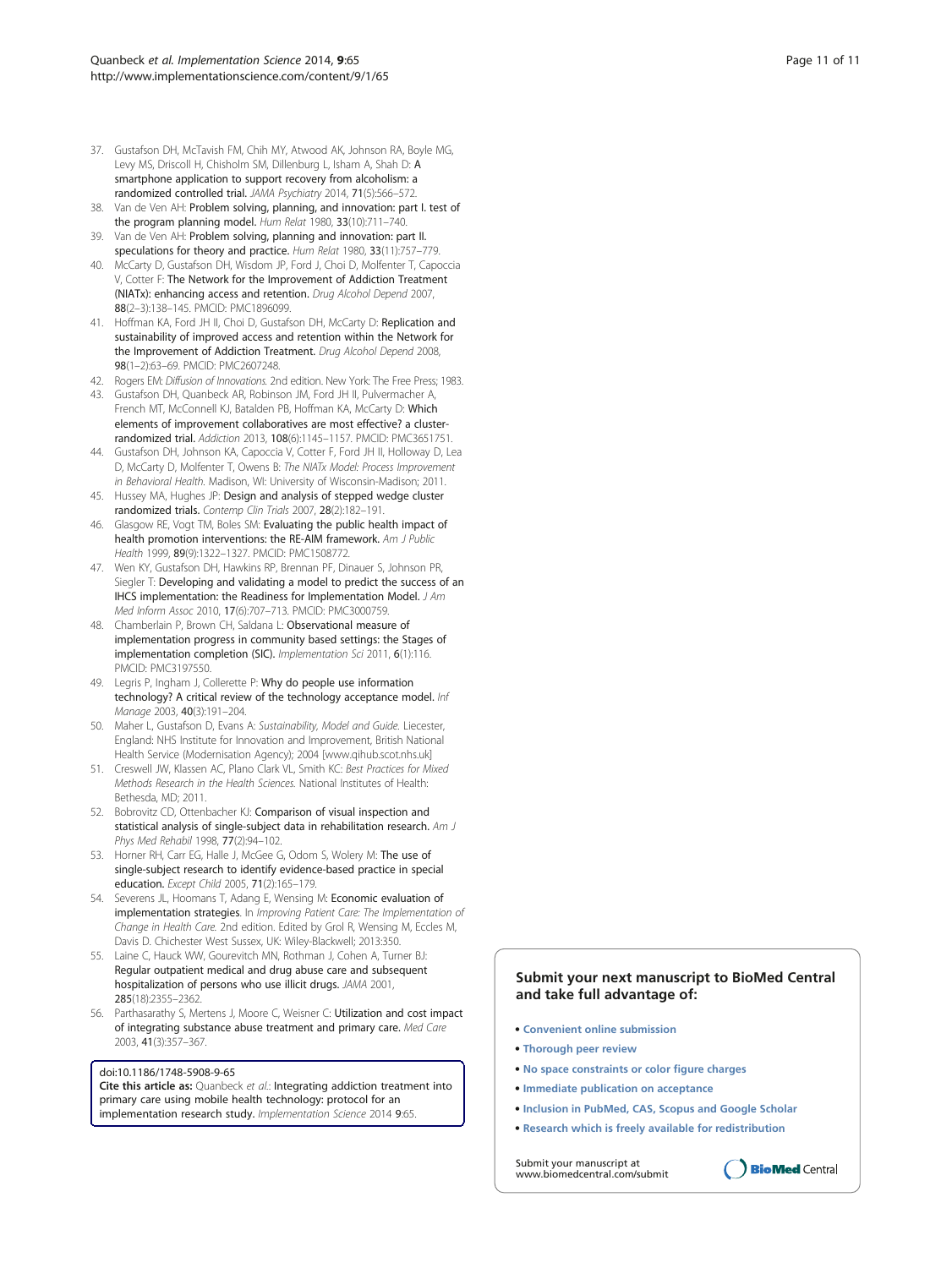37. Gustafson DH, McTavish FM, Chih MY, Atwood AK, Johnson RA, Boyle MG, Levy MS, Driscoll H, Chisholm SM, Dillenburg L, Isham A, Shah D: **A smartphone application to support recovery from alcoholism: a randomized controlled trial.** *JAMA Psychiatry* 2014, **71**(5):566–572.
38. Van de Ven AH: **Problem solving, planning, and innovation: part I. test of the program planning model.** *Hum Relat* 1980, **33**(10):711–740.
39. Van de Ven AH: **Problem solving, planning and innovation: part II. speculations for theory and practice.** *Hum Relat* 1980, **33**(11):757–779.
40. McCarty D, Gustafson DH, Wisdom JP, Ford J, Choi D, Molfenter T, Capoccia V, Cotter F: **The Network for the Improvement of Addiction Treatment (NIATx): enhancing access and retention.** *Drug Alcohol Depend* 2007, **88**(2–3):138–145. PMCID: PMC1896099.
41. Hoffman KA, Ford JH II, Choi D, Gustafson DH, McCarty D: **Replication and sustainability of improved access and retention within the Network for the Improvement of Addiction Treatment.** *Drug Alcohol Depend* 2008, **98**(1–2):63–69. PMCID: PMC2607248.
42. Rogers EM: *Diffusion of Innovations.* 2nd edition. New York: The Free Press; 1983.
43. Gustafson DH, Quanbeck AR, Robinson JM, Ford JH II, Pulvermacher A, French MT, McConnell KJ, Batalden PB, Hoffman KA, McCarty D: **Which elements of improvement collaboratives are most effective? a cluster-randomized trial.** *Addiction* 2013, **108**(6):1145–1157. PMCID: PMC3651751.
44. Gustafson DH, Johnson KA, Capoccia V, Cotter F, Ford JH II, Holloway D, Lea D, McCarty D, Molfenter T, Owens B: *The NIATx Model: Process Improvement in Behavioral Health.* Madison, WI: University of Wisconsin-Madison; 2011.
45. Hussey MA, Hughes JP: **Design and analysis of stepped wedge cluster randomized trials.** *Contemp Clin Trials* 2007, **28**(2):182–191.
46. Glasgow RE, Vogt TM, Boles SM: **Evaluating the public health impact of health promotion interventions: the RE-AIM framework.** *Am J Public Health* 1999, **89**(9):1322–1327. PMCID: PMC1508772.
47. Wen KY, Gustafson DH, Hawkins RP, Brennan PF, Dinauer S, Johnson PR, Siegler T: **Developing and validating a model to predict the success of an IHCS implementation: the Readiness for Implementation Model.** *J Am Med Inform Assoc* 2010, **17**(6):707–713. PMCID: PMC3000759.
48. Chamberlain P, Brown CH, Saldana L: **Observational measure of implementation progress in community based settings: the Stages of implementation completion (SIC).** *Implementation Sci* 2011, **6**(1):116. PMCID: PMC3197550.
49. Legris P, Ingham J, Collerette P: **Why do people use information technology? A critical review of the technology acceptance model.** *Inf Manage* 2003, **40**(3):191–204.
50. Maher L, Gustafson D, Evans A: *Sustainability, Model and Guide.* Liecester, England: NHS Institute for Innovation and Improvement, British National Health Service (Modernisation Agency); 2004 [www.qihub.scot.nhs.uk]
51. Creswell JW, Klassen AC, Plano Clark VL, Smith KC: *Best Practices for Mixed Methods Research in the Health Sciences.* National Institutes of Health: Bethesda, MD; 2011.
52. Bobrovitz CD, Ottenbacher KJ: **Comparison of visual inspection and statistical analysis of single-subject data in rehabilitation research.** *Am J Phys Med Rehabil* 1998, **77**(2):94–102.
53. Horner RH, Carr EG, Halle J, McGee G, Odom S, Wolery M: **The use of single-subject research to identify evidence-based practice in special education.** *Except Child* 2005, **71**(2):165–179.
54. Severens JL, Hoomans T, Adang E, Wensing M: **Economic evaluation of implementation strategies.** In *Improving Patient Care: The Implementation of Change in Health Care.* 2nd edition. Edited by Grol R, Wensing M, Eccles M, Davis D. Chichester West Sussex, UK: Wiley-Blackwell; 2013:350.
55. Laine C, Hauck WW, Gourevitch MN, Rothman J, Cohen A, Turner BJ: **Regular outpatient medical and drug abuse care and subsequent hospitalization of persons who use illicit drugs.** *JAMA* 2001, **285**(18):2355–2362.
56. Parthasarathy S, Mertens J, Moore C, Weisner C: **Utilization and cost impact of integrating substance abuse treatment and primary care.** *Med Care* 2003, **41**(3):357–367.

doi:10.1186/1748-5908-9-65

**Cite this article as:** Quanbeck *et al.*: Integrating addiction treatment into primary care using mobile health technology: protocol for an implementation research study. *Implementation Science* 2014 9:65.

**Submit your next manuscript to BioMed Central and take full advantage of:**

- **Convenient online submission**
- **Thorough peer review**
- **No space constraints or color figure charges**
- **Immediate publication on acceptance**
- **Inclusion in PubMed, CAS, Scopus and Google Scholar**
- **Research which is freely available for redistribution**

Submit your manuscript at www.biomedcentral.com/submit

BioMed Central